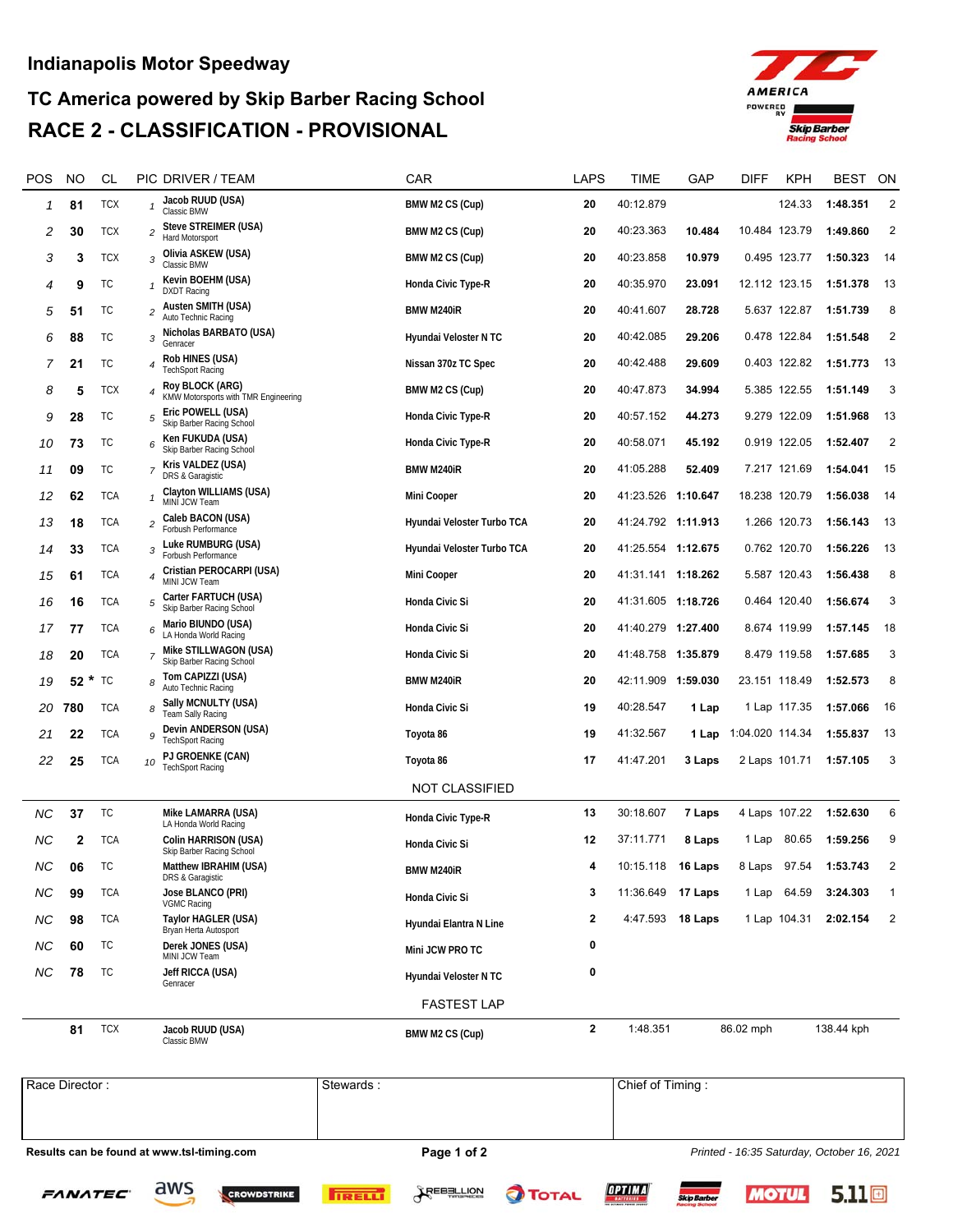# Indianapolis Motor Speedway

## TC America powered by Skip Barber Racing School

## RACE 2 - CLASSIFICATION - PROVISIONAL

| POS | NO | CL | PIC | DRIVER / TEAM | CAR | LAPS | TIME | GAP | DIFF | KPH | BEST | ON |
|---|---|---|---|---|---|---|---|---|---|---|---|---|
| 1 | 81 | TCX | 1 | Jacob RUUD (USA) Classic BMW | BMW M2 CS (Cup) | 20 | 40:12.879 | | | 124.33 | 1:48.351 | 2 |
| 2 | 30 | TCX | 2 | Steve STREIMER (USA) Hard Motorsport | BMW M2 CS (Cup) | 20 | 40:23.363 | 10.484 | 10.484 | 123.79 | 1:49.860 | 2 |
| 3 | 3 | TCX | 3 | Olivia ASKEW (USA) Classic BMW | BMW M2 CS (Cup) | 20 | 40:23.858 | 10.979 | 0.495 | 123.77 | 1:50.323 | 14 |
| 4 | 9 | TC | 1 | Kevin BOEHM (USA) DXDT Racing | Honda Civic Type-R | 20 | 40:35.970 | 23.091 | 12.112 | 123.15 | 1:51.378 | 13 |
| 5 | 51 | TC | 2 | Austen SMITH (USA) Auto Technic Racing | BMW M240iR | 20 | 40:41.607 | 28.728 | 5.637 | 122.87 | 1:51.739 | 8 |
| 6 | 88 | TC | 3 | Nicholas BARBATO (USA) Genracer | Hyundai Veloster N TC | 20 | 40:42.085 | 29.206 | 0.478 | 122.84 | 1:51.548 | 2 |
| 7 | 21 | TC | 4 | Rob HINES (USA) TechSport Racing | Nissan 370z TC Spec | 20 | 40:42.488 | 29.609 | 0.403 | 122.82 | 1:51.773 | 13 |
| 8 | 5 | TCX | 4 | Roy BLOCK (ARG) KMW Motorsports with TMR Engineering | BMW M2 CS (Cup) | 20 | 40:47.873 | 34.994 | 5.385 | 122.55 | 1:51.149 | 3 |
| 9 | 28 | TC | 5 | Eric POWELL (USA) Skip Barber Racing School | Honda Civic Type-R | 20 | 40:57.152 | 44.273 | 9.279 | 122.09 | 1:51.968 | 13 |
| 10 | 73 | TC | 6 | Ken FUKUDA (USA) Skip Barber Racing School | Honda Civic Type-R | 20 | 40:58.071 | 45.192 | 0.919 | 122.05 | 1:52.407 | 2 |
| 11 | 09 | TC | 7 | Kris VALDEZ (USA) DRS & Garagistic | BMW M240iR | 20 | 41:05.288 | 52.409 | 7.217 | 121.69 | 1:54.041 | 15 |
| 12 | 62 | TCA | 1 | Clayton WILLIAMS (USA) MINI JCW Team | Mini Cooper | 20 | 41:23.526 | 1:10.647 | 18.238 | 120.79 | 1:56.038 | 14 |
| 13 | 18 | TCA | 2 | Caleb BACON (USA) Forbush Performance | Hyundai Veloster Turbo TCA | 20 | 41:24.792 | 1:11.913 | 1.266 | 120.73 | 1:56.143 | 13 |
| 14 | 33 | TCA | 3 | Luke RUMBURG (USA) Forbush Performance | Hyundai Veloster Turbo TCA | 20 | 41:25.554 | 1:12.675 | 0.762 | 120.70 | 1:56.226 | 13 |
| 15 | 61 | TCA | 4 | Cristian PEROCARPI (USA) MINI JCW Team | Mini Cooper | 20 | 41:31.141 | 1:18.262 | 5.587 | 120.43 | 1:56.438 | 8 |
| 16 | 16 | TCA | 5 | Carter FARTUCH (USA) Skip Barber Racing School | Honda Civic Si | 20 | 41:31.605 | 1:18.726 | 0.464 | 120.40 | 1:56.674 | 3 |
| 17 | 77 | TCA | 6 | Mario BIUNDO (USA) LA Honda World Racing | Honda Civic Si | 20 | 41:40.279 | 1:27.400 | 8.674 | 119.99 | 1:57.145 | 18 |
| 18 | 20 | TCA | 7 | Mike STILLWAGON (USA) Skip Barber Racing School | Honda Civic Si | 20 | 41:48.758 | 1:35.879 | 8.479 | 119.58 | 1:57.685 | 3 |
| 19 | 52 * | TC | 8 | Tom CAPIZZI (USA) Auto Technic Racing | BMW M240iR | 20 | 42:11.909 | 1:59.030 | 23.151 | 118.49 | 1:52.573 | 8 |
| 20 | 780 | TCA | 8 | Sally MCNULTY (USA) Team Sally Racing | Honda Civic Si | 19 | 40:28.547 | 1 Lap | 1 Lap | 117.35 | 1:57.066 | 16 |
| 21 | 22 | TCA | 9 | Devin ANDERSON (USA) TechSport Racing | Toyota 86 | 19 | 41:32.567 | 1 Lap | 1:04.020 | 114.34 | 1:55.837 | 13 |
| 22 | 25 | TCA | 10 | PJ GROENKE (CAN) TechSport Racing | Toyota 86 | 17 | 41:47.201 | 3 Laps | 2 Laps | 101.71 | 1:57.105 | 3 |

### NOT CLASSIFIED

| POS | NO | CL | PIC | DRIVER / TEAM | CAR | LAPS | TIME | GAP | DIFF | KPH | BEST | ON |
|---|---|---|---|---|---|---|---|---|---|---|---|---|
| NC | 37 | TC | | Mike LAMARRA (USA) LA Honda World Racing | Honda Civic Type-R | 13 | 30:18.607 | 7 Laps | 4 Laps | 107.22 | 1:52.630 | 6 |
| NC | 2 | TCA | | Colin HARRISON (USA) Skip Barber Racing School | Honda Civic Si | 12 | 37:11.771 | 8 Laps | 1 Lap | 80.65 | 1:59.256 | 9 |
| NC | 06 | TC | | Matthew IBRAHIM (USA) DRS & Garagistic | BMW M240iR | 4 | 10:15.118 | 16 Laps | 8 Laps | 97.54 | 1:53.743 | 2 |
| NC | 99 | TCA | | Jose BLANCO (PRI) VGMC Racing | Honda Civic Si | 3 | 11:36.649 | 17 Laps | 1 Lap | 64.59 | 3:24.303 | 1 |
| NC | 98 | TCA | | Taylor HAGLER (USA) Bryan Herta Autosport | Hyundai Elantra N Line | 2 | 4:47.593 | 18 Laps | 1 Lap | 104.31 | 2:02.154 | 2 |
| NC | 60 | TC | | Derek JONES (USA) MINI JCW Team | Mini JCW PRO TC | 0 | | | | | | |
| NC | 78 | TC | | Jeff RICCA (USA) Genracer | Hyundai Veloster N TC | 0 | | | | | | |

### FASTEST LAP

| NO | CL | DRIVER / TEAM | CAR | LAP | TIME | MPH | KPH |
|---|---|---|---|---|---|---|---|
| 81 | TCX | Jacob RUUD (USA) Classic BMW | BMW M2 CS (Cup) | 2 | 1:48.351 | 86.02 mph | 138.44 kph |

| Race Director : | Stewards : | Chief of Timing : |
|---|---|---|
| | | |

Results can be found at www.tsl-timing.com

*Printed - 16:35 Saturday, October 16, 2021*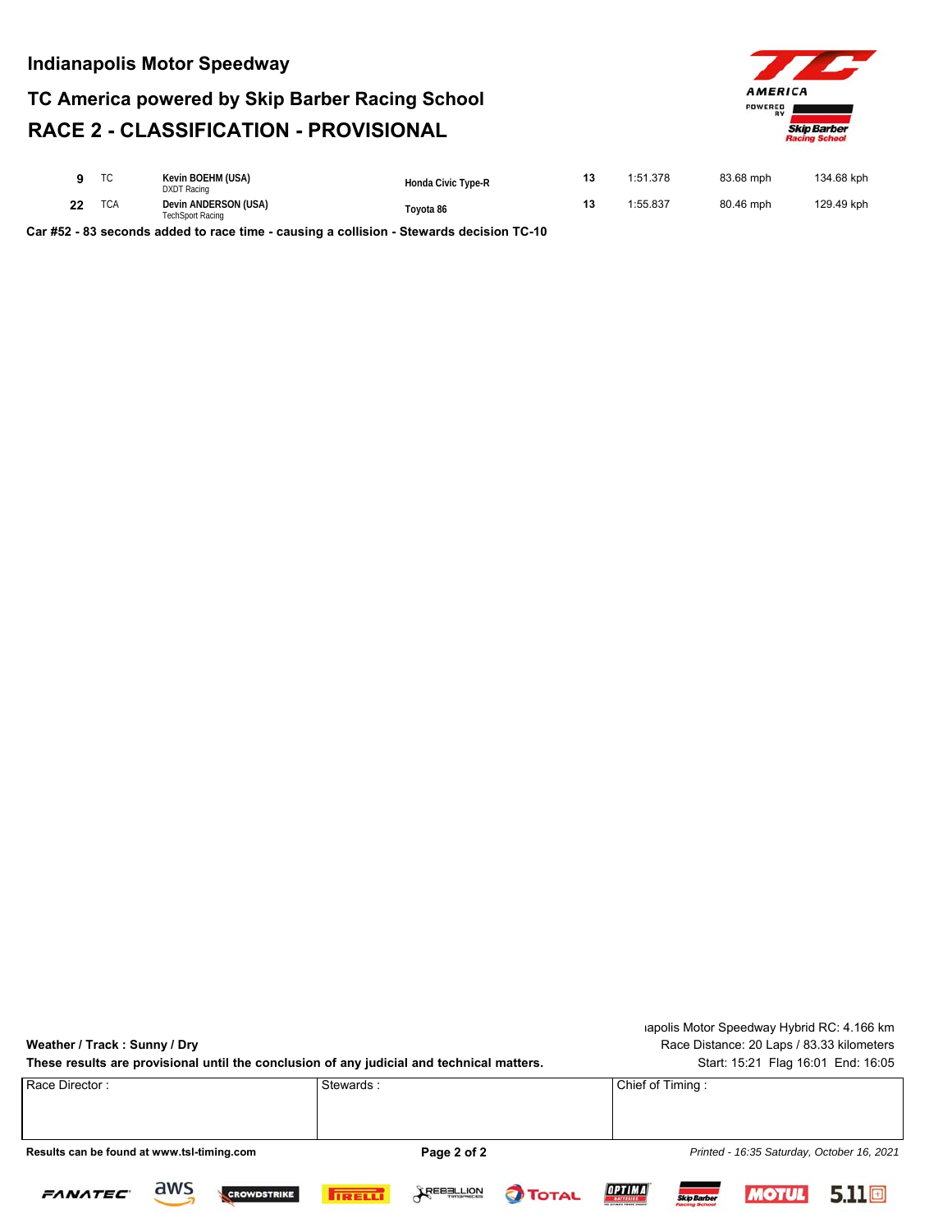## Indianapolis Motor Speedway

## TC America powered by Skip Barber Racing School

# RACE 2 - CLASSIFICATION - PROVISIONAL

| | | | | | | | |
|---|---|---|---|---|---|---|---|
| 9 | TC | **Kevin BOEHM (USA)** DXDT Racing | **Honda Civic Type-R** | 13 | 1:51.378 | 83.68 mph | 134.68 kph |
| 22 | TCA | **Devin ANDERSON (USA)** TechSport Racing | **Toyota 86** | 13 | 1:55.837 | 80.46 mph | 129.49 kph |

**Car #52 - 83 seconds added to race time - causing a collision - Stewards decision TC-10**

ıapolis Motor Speedway Hybrid RC: 4.166 km
Race Distance: 20 Laps / 83.33 kilometers
Start: 15:21 Flag 16:01 End: 16:05

**Weather / Track : Sunny / Dry**

**These results are provisional until the conclusion of any judicial and technical matters.**

| Race Director : | Stewards : | Chief of Timing : |
|---|---|---|
| | | |

**Results can be found at www.tsl-timing.com**

*Printed - 16:35 Saturday, October 16, 2021*